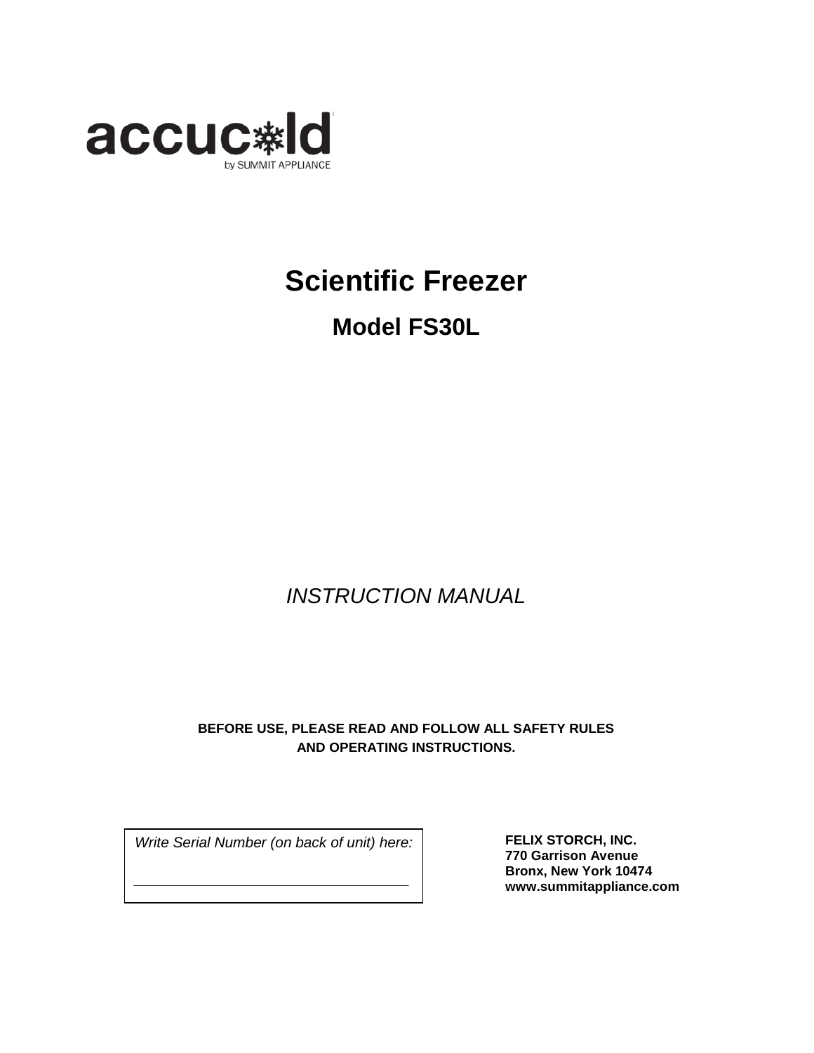accucold

by SUMMIT APPLIANCE

# Scientific Freezer

## Model FS30L

*INSTRUCTION MANUAL*

**BEFORE USE, PLEASE READ AND FOLLOW ALL SAFETY RULES AND OPERATING INSTRUCTIONS.**

*Write Serial Number (on back of unit) here:*

\_\_\_\_\_\_\_\_\_\_\_\_\_\_\_\_\_\_\_\_\_\_\_\_\_\_\_\_\_\_\_\_\_\_\_\_

**FELIX STORCH, INC.**
**770 Garrison Avenue**
**Bronx, New York 10474**
**www.summitappliance.com**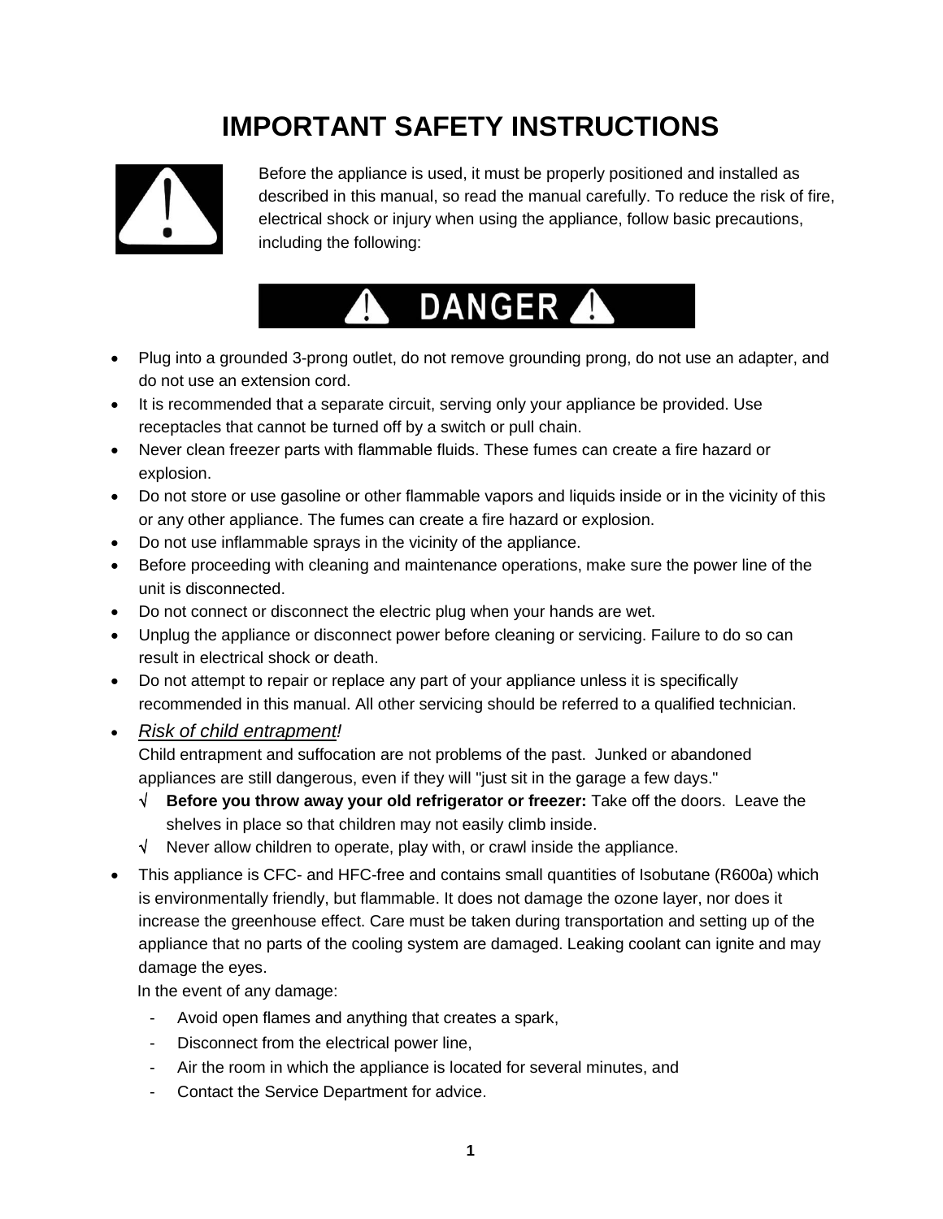# IMPORTANT SAFETY INSTRUCTIONS

Before the appliance is used, it must be properly positioned and installed as described in this manual, so read the manual carefully. To reduce the risk of fire, electrical shock or injury when using the appliance, follow basic precautions, including the following:

## DANGER

- Plug into a grounded 3-prong outlet, do not remove grounding prong, do not use an adapter, and do not use an extension cord.
- It is recommended that a separate circuit, serving only your appliance be provided. Use receptacles that cannot be turned off by a switch or pull chain.
- Never clean freezer parts with flammable fluids. These fumes can create a fire hazard or explosion.
- Do not store or use gasoline or other flammable vapors and liquids inside or in the vicinity of this or any other appliance. The fumes can create a fire hazard or explosion.
- Do not use inflammable sprays in the vicinity of the appliance.
- Before proceeding with cleaning and maintenance operations, make sure the power line of the unit is disconnected.
- Do not connect or disconnect the electric plug when your hands are wet.
- Unplug the appliance or disconnect power before cleaning or servicing. Failure to do so can result in electrical shock or death.
- Do not attempt to repair or replace any part of your appliance unless it is specifically recommended in this manual. All other servicing should be referred to a qualified technician.
- *Risk of child entrapment!*
  Child entrapment and suffocation are not problems of the past. Junked or abandoned appliances are still dangerous, even if they will "just sit in the garage a few days."
  - √ **Before you throw away your old refrigerator or freezer:** Take off the doors. Leave the shelves in place so that children may not easily climb inside.
  - √ Never allow children to operate, play with, or crawl inside the appliance.
- This appliance is CFC- and HFC-free and contains small quantities of Isobutane (R600a) which is environmentally friendly, but flammable. It does not damage the ozone layer, nor does it increase the greenhouse effect. Care must be taken during transportation and setting up of the appliance that no parts of the cooling system are damaged. Leaking coolant can ignite and may damage the eyes.
  In the event of any damage:
  - Avoid open flames and anything that creates a spark,
  - Disconnect from the electrical power line,
  - Air the room in which the appliance is located for several minutes, and
  - Contact the Service Department for advice.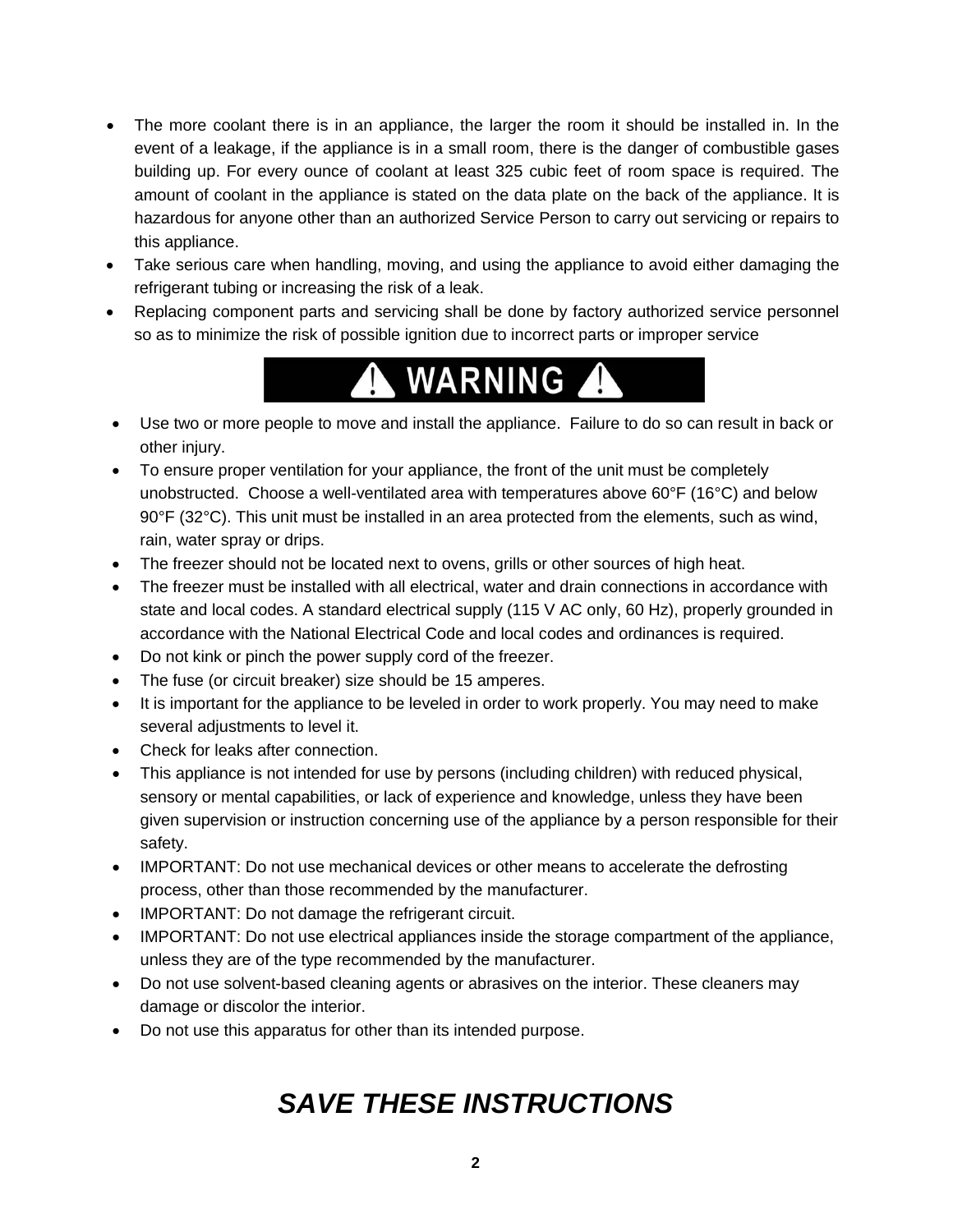- The more coolant there is in an appliance, the larger the room it should be installed in. In the event of a leakage, if the appliance is in a small room, there is the danger of combustible gases building up. For every ounce of coolant at least 325 cubic feet of room space is required. The amount of coolant in the appliance is stated on the data plate on the back of the appliance. It is hazardous for anyone other than an authorized Service Person to carry out servicing or repairs to this appliance.
- Take serious care when handling, moving, and using the appliance to avoid either damaging the refrigerant tubing or increasing the risk of a leak.
- Replacing component parts and servicing shall be done by factory authorized service personnel so as to minimize the risk of possible ignition due to incorrect parts or improper service

## ⚠ WARNING ⚠

- Use two or more people to move and install the appliance. Failure to do so can result in back or other injury.
- To ensure proper ventilation for your appliance, the front of the unit must be completely unobstructed. Choose a well-ventilated area with temperatures above 60°F (16°C) and below 90°F (32°C). This unit must be installed in an area protected from the elements, such as wind, rain, water spray or drips.
- The freezer should not be located next to ovens, grills or other sources of high heat.
- The freezer must be installed with all electrical, water and drain connections in accordance with state and local codes. A standard electrical supply (115 V AC only, 60 Hz), properly grounded in accordance with the National Electrical Code and local codes and ordinances is required.
- Do not kink or pinch the power supply cord of the freezer.
- The fuse (or circuit breaker) size should be 15 amperes.
- It is important for the appliance to be leveled in order to work properly. You may need to make several adjustments to level it.
- Check for leaks after connection.
- This appliance is not intended for use by persons (including children) with reduced physical, sensory or mental capabilities, or lack of experience and knowledge, unless they have been given supervision or instruction concerning use of the appliance by a person responsible for their safety.
- IMPORTANT: Do not use mechanical devices or other means to accelerate the defrosting process, other than those recommended by the manufacturer.
- IMPORTANT: Do not damage the refrigerant circuit.
- IMPORTANT: Do not use electrical appliances inside the storage compartment of the appliance, unless they are of the type recommended by the manufacturer.
- Do not use solvent-based cleaning agents or abrasives on the interior. These cleaners may damage or discolor the interior.
- Do not use this apparatus for other than its intended purpose.

## ***SAVE THESE INSTRUCTIONS***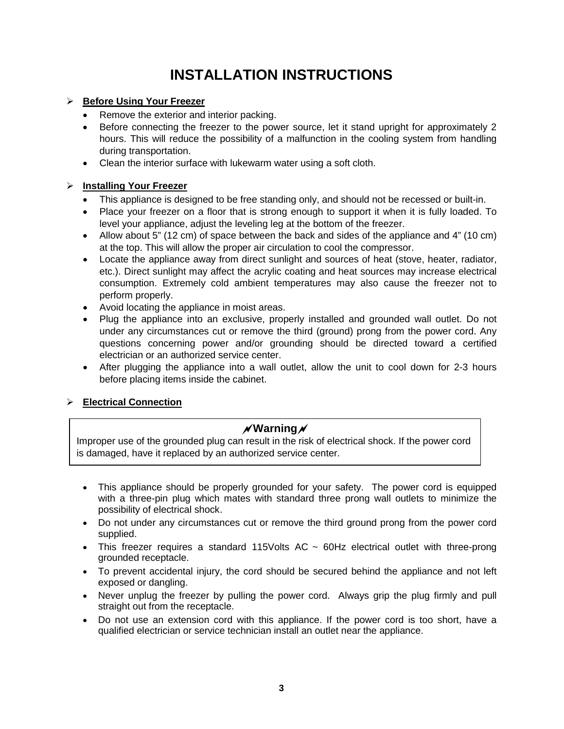# INSTALLATION INSTRUCTIONS

## **Before Using Your Freezer**

- Remove the exterior and interior packing.
- Before connecting the freezer to the power source, let it stand upright for approximately 2 hours. This will reduce the possibility of a malfunction in the cooling system from handling during transportation.
- Clean the interior surface with lukewarm water using a soft cloth.

## **Installing Your Freezer**

- This appliance is designed to be free standing only, and should not be recessed or built-in.
- Place your freezer on a floor that is strong enough to support it when it is fully loaded. To level your appliance, adjust the leveling leg at the bottom of the freezer.
- Allow about 5" (12 cm) of space between the back and sides of the appliance and 4" (10 cm) at the top. This will allow the proper air circulation to cool the compressor.
- Locate the appliance away from direct sunlight and sources of heat (stove, heater, radiator, etc.). Direct sunlight may affect the acrylic coating and heat sources may increase electrical consumption. Extremely cold ambient temperatures may also cause the freezer not to perform properly.
- Avoid locating the appliance in moist areas.
- Plug the appliance into an exclusive, properly installed and grounded wall outlet. Do not under any circumstances cut or remove the third (ground) prong from the power cord. Any questions concerning power and/or grounding should be directed toward a certified electrician or an authorized service center.
- After plugging the appliance into a wall outlet, allow the unit to cool down for 2-3 hours before placing items inside the cabinet.

## **Electrical Connection**

> **Warning**
>
> Improper use of the grounded plug can result in the risk of electrical shock. If the power cord is damaged, have it replaced by an authorized service center.

- This appliance should be properly grounded for your safety. The power cord is equipped with a three-pin plug which mates with standard three prong wall outlets to minimize the possibility of electrical shock.
- Do not under any circumstances cut or remove the third ground prong from the power cord supplied.
- This freezer requires a standard 115Volts AC ~ 60Hz electrical outlet with three-prong grounded receptacle.
- To prevent accidental injury, the cord should be secured behind the appliance and not left exposed or dangling.
- Never unplug the freezer by pulling the power cord. Always grip the plug firmly and pull straight out from the receptacle.
- Do not use an extension cord with this appliance. If the power cord is too short, have a qualified electrician or service technician install an outlet near the appliance.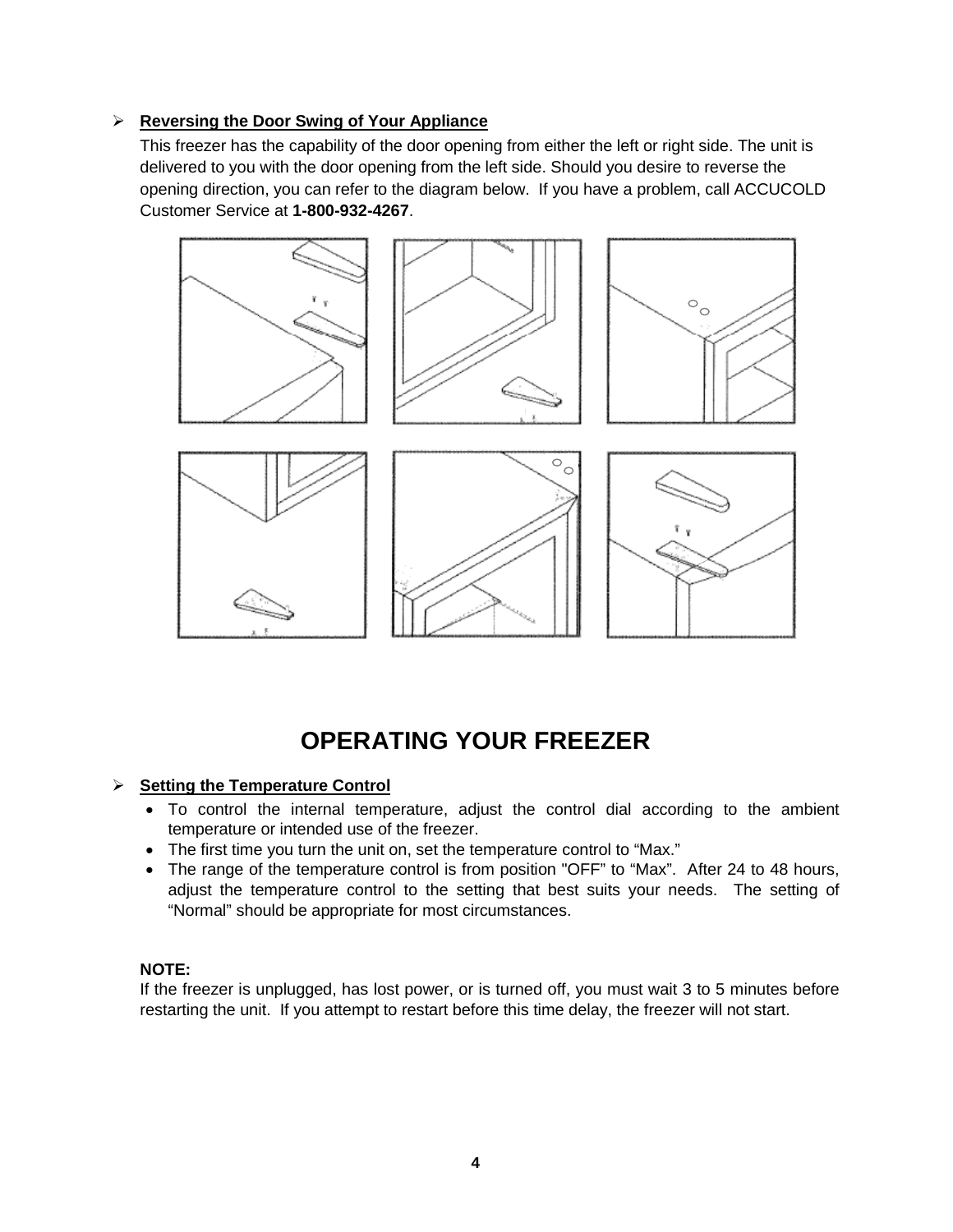- **Reversing the Door Swing of Your Appliance**

  This freezer has the capability of the door opening from either the left or right side. The unit is delivered to you with the door opening from the left side. Should you desire to reverse the opening direction, you can refer to the diagram below. If you have a problem, call ACCUCOLD Customer Service at **1-800-932-4267**.

# OPERATING YOUR FREEZER

- **Setting the Temperature Control**
  - To control the internal temperature, adjust the control dial according to the ambient temperature or intended use of the freezer.
  - The first time you turn the unit on, set the temperature control to "Max."
  - The range of the temperature control is from position "OFF" to "Max". After 24 to 48 hours, adjust the temperature control to the setting that best suits your needs. The setting of "Normal" should be appropriate for most circumstances.

**NOTE:**

If the freezer is unplugged, has lost power, or is turned off, you must wait 3 to 5 minutes before restarting the unit. If you attempt to restart before this time delay, the freezer will not start.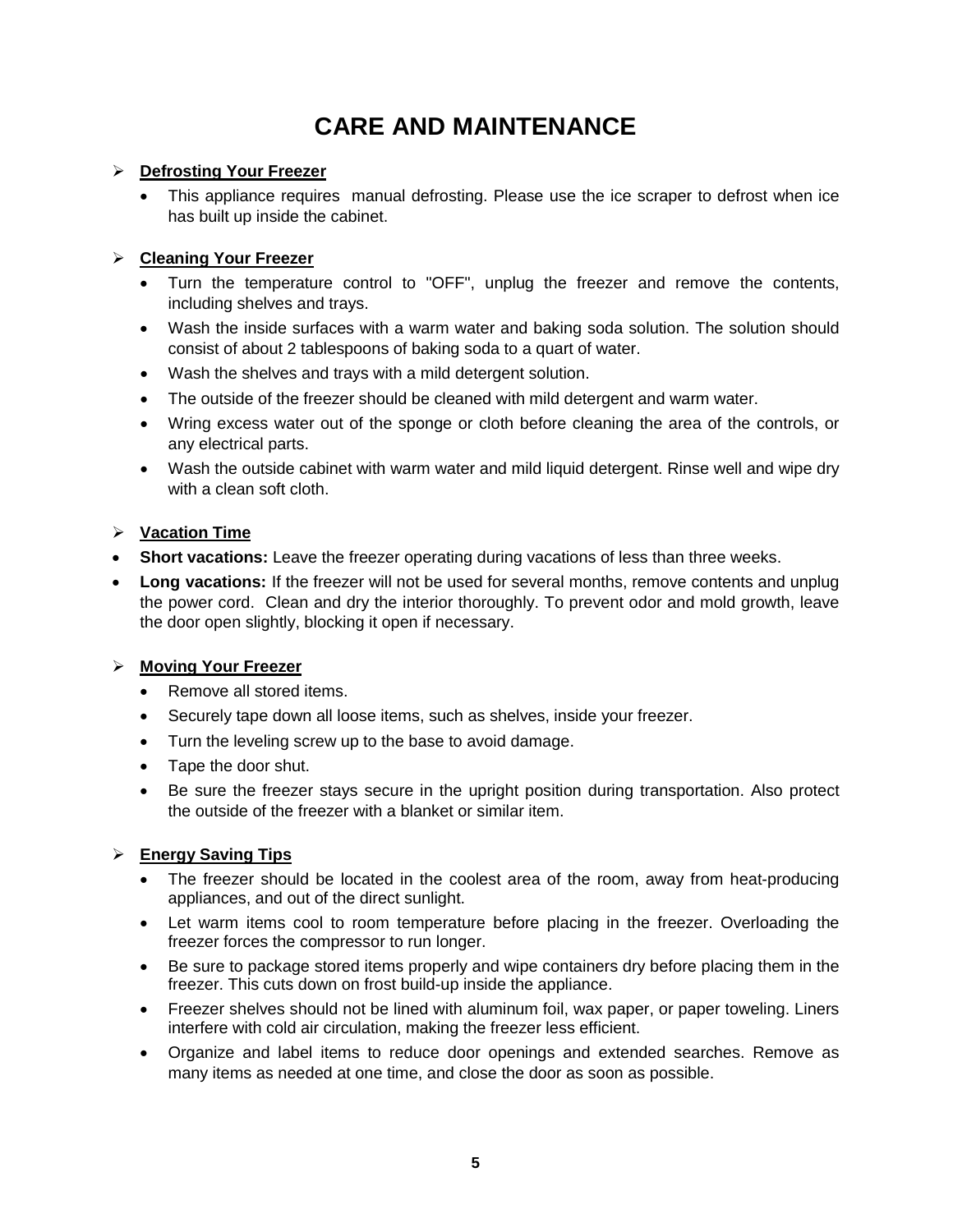# CARE AND MAINTENANCE

- **Defrosting Your Freezer**
  - This appliance requires manual defrosting. Please use the ice scraper to defrost when ice has built up inside the cabinet.

- **Cleaning Your Freezer**
  - Turn the temperature control to "OFF", unplug the freezer and remove the contents, including shelves and trays.
  - Wash the inside surfaces with a warm water and baking soda solution. The solution should consist of about 2 tablespoons of baking soda to a quart of water.
  - Wash the shelves and trays with a mild detergent solution.
  - The outside of the freezer should be cleaned with mild detergent and warm water.
  - Wring excess water out of the sponge or cloth before cleaning the area of the controls, or any electrical parts.
  - Wash the outside cabinet with warm water and mild liquid detergent. Rinse well and wipe dry with a clean soft cloth.

- **Vacation Time**

- **Short vacations:** Leave the freezer operating during vacations of less than three weeks.
- **Long vacations:** If the freezer will not be used for several months, remove contents and unplug the power cord. Clean and dry the interior thoroughly. To prevent odor and mold growth, leave the door open slightly, blocking it open if necessary.

- **Moving Your Freezer**
  - Remove all stored items.
  - Securely tape down all loose items, such as shelves, inside your freezer.
  - Turn the leveling screw up to the base to avoid damage.
  - Tape the door shut.
  - Be sure the freezer stays secure in the upright position during transportation. Also protect the outside of the freezer with a blanket or similar item.

- **Energy Saving Tips**
  - The freezer should be located in the coolest area of the room, away from heat-producing appliances, and out of the direct sunlight.
  - Let warm items cool to room temperature before placing in the freezer. Overloading the freezer forces the compressor to run longer.
  - Be sure to package stored items properly and wipe containers dry before placing them in the freezer. This cuts down on frost build-up inside the appliance.
  - Freezer shelves should not be lined with aluminum foil, wax paper, or paper toweling. Liners interfere with cold air circulation, making the freezer less efficient.
  - Organize and label items to reduce door openings and extended searches. Remove as many items as needed at one time, and close the door as soon as possible.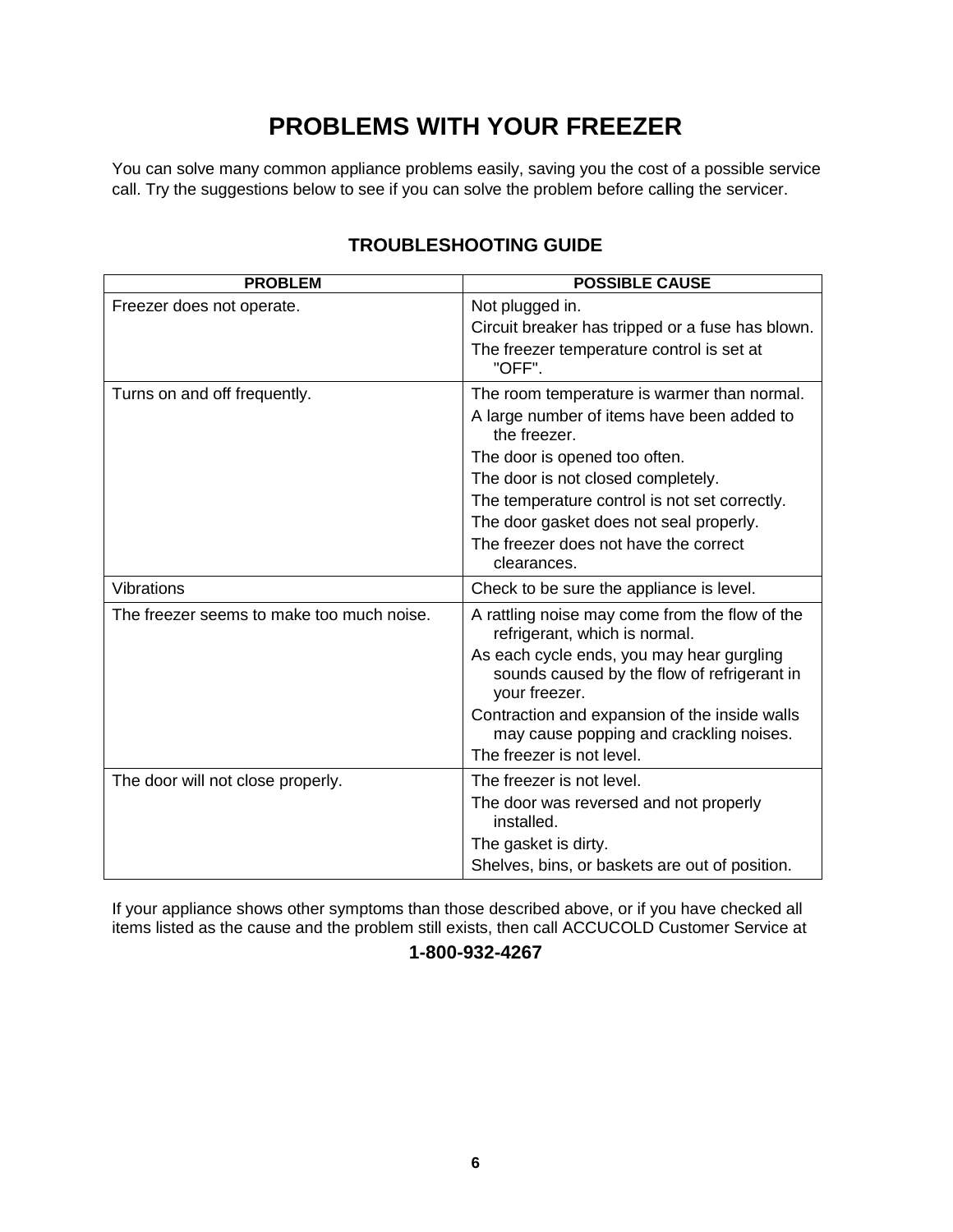# PROBLEMS WITH YOUR FREEZER

You can solve many common appliance problems easily, saving you the cost of a possible service call. Try the suggestions below to see if you can solve the problem before calling the servicer.

## TROUBLESHOOTING GUIDE

| PROBLEM | POSSIBLE CAUSE |
|---|---|
| Freezer does not operate. | Not plugged in.<br>Circuit breaker has tripped or a fuse has blown.<br>The freezer temperature control is set at "OFF". |
| Turns on and off frequently. | The room temperature is warmer than normal.<br>A large number of items have been added to the freezer.<br>The door is opened too often.<br>The door is not closed completely.<br>The temperature control is not set correctly.<br>The door gasket does not seal properly.<br>The freezer does not have the correct clearances. |
| Vibrations | Check to be sure the appliance is level. |
| The freezer seems to make too much noise. | A rattling noise may come from the flow of the refrigerant, which is normal.<br>As each cycle ends, you may hear gurgling sounds caused by the flow of refrigerant in your freezer.<br>Contraction and expansion of the inside walls may cause popping and crackling noises.<br>The freezer is not level. |
| The door will not close properly. | The freezer is not level.<br>The door was reversed and not properly installed.<br>The gasket is dirty.<br>Shelves, bins, or baskets are out of position. |

If your appliance shows other symptoms than those described above, or if you have checked all items listed as the cause and the problem still exists, then call ACCUCOLD Customer Service at

**1-800-932-4267**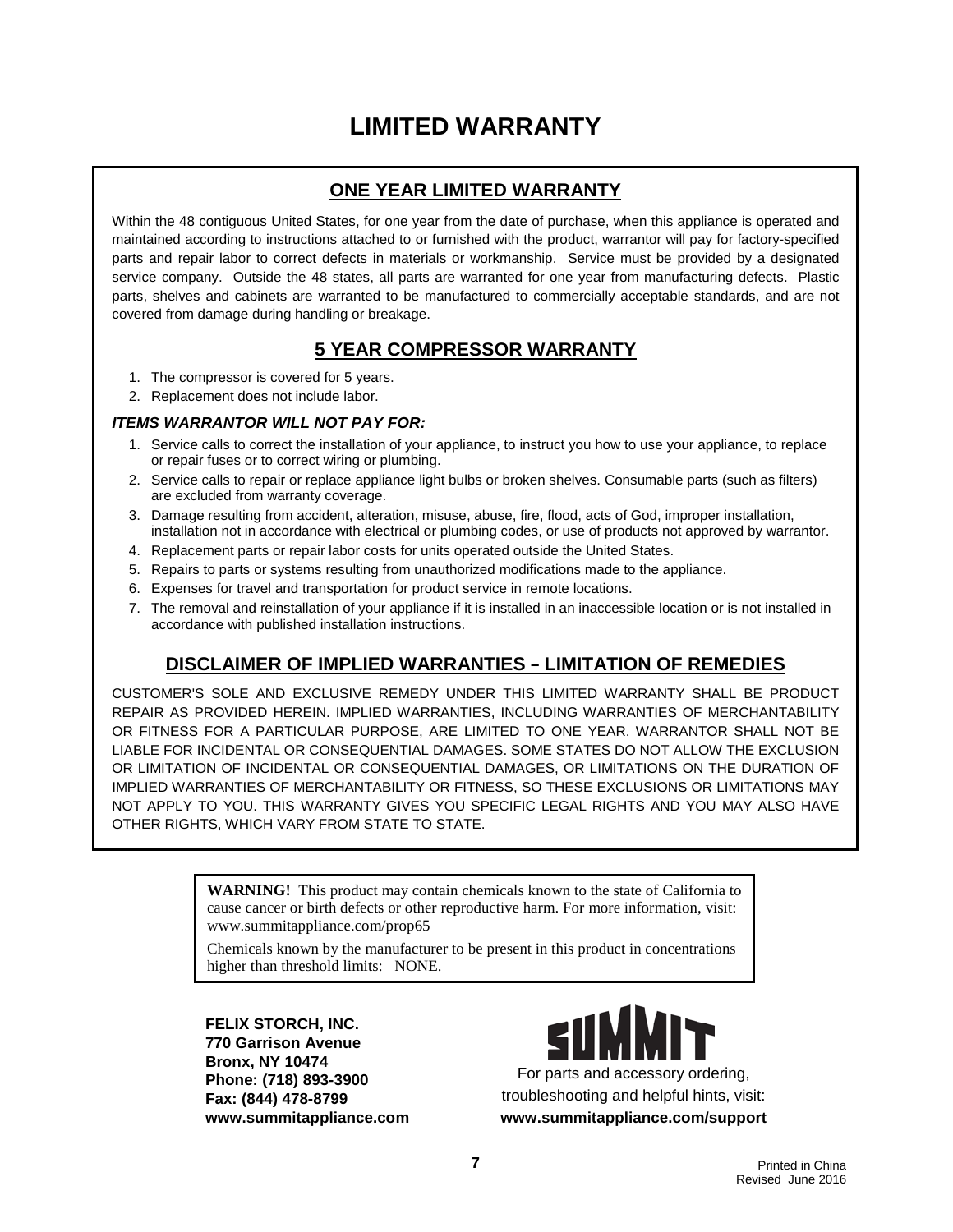# LIMITED WARRANTY

## ONE YEAR LIMITED WARRANTY

Within the 48 contiguous United States, for one year from the date of purchase, when this appliance is operated and maintained according to instructions attached to or furnished with the product, warrantor will pay for factory-specified parts and repair labor to correct defects in materials or workmanship. Service must be provided by a designated service company. Outside the 48 states, all parts are warranted for one year from manufacturing defects. Plastic parts, shelves and cabinets are warranted to be manufactured to commercially acceptable standards, and are not covered from damage during handling or breakage.

## 5 YEAR COMPRESSOR WARRANTY

1. The compressor is covered for 5 years.
2. Replacement does not include labor.

***ITEMS WARRANTOR WILL NOT PAY FOR:***

1. Service calls to correct the installation of your appliance, to instruct you how to use your appliance, to replace or repair fuses or to correct wiring or plumbing.
2. Service calls to repair or replace appliance light bulbs or broken shelves. Consumable parts (such as filters) are excluded from warranty coverage.
3. Damage resulting from accident, alteration, misuse, abuse, fire, flood, acts of God, improper installation, installation not in accordance with electrical or plumbing codes, or use of products not approved by warrantor.
4. Replacement parts or repair labor costs for units operated outside the United States.
5. Repairs to parts or systems resulting from unauthorized modifications made to the appliance.
6. Expenses for travel and transportation for product service in remote locations.
7. The removal and reinstallation of your appliance if it is installed in an inaccessible location or is not installed in accordance with published installation instructions.

## DISCLAIMER OF IMPLIED WARRANTIES – LIMITATION OF REMEDIES

CUSTOMER'S SOLE AND EXCLUSIVE REMEDY UNDER THIS LIMITED WARRANTY SHALL BE PRODUCT REPAIR AS PROVIDED HEREIN. IMPLIED WARRANTIES, INCLUDING WARRANTIES OF MERCHANTABILITY OR FITNESS FOR A PARTICULAR PURPOSE, ARE LIMITED TO ONE YEAR. WARRANTOR SHALL NOT BE LIABLE FOR INCIDENTAL OR CONSEQUENTIAL DAMAGES. SOME STATES DO NOT ALLOW THE EXCLUSION OR LIMITATION OF INCIDENTAL OR CONSEQUENTIAL DAMAGES, OR LIMITATIONS ON THE DURATION OF IMPLIED WARRANTIES OF MERCHANTABILITY OR FITNESS, SO THESE EXCLUSIONS OR LIMITATIONS MAY NOT APPLY TO YOU. THIS WARRANTY GIVES YOU SPECIFIC LEGAL RIGHTS AND YOU MAY ALSO HAVE OTHER RIGHTS, WHICH VARY FROM STATE TO STATE.

**WARNING!** This product may contain chemicals known to the state of California to cause cancer or birth defects or other reproductive harm. For more information, visit: www.summitappliance.com/prop65

Chemicals known by the manufacturer to be present in this product in concentrations higher than threshold limits: NONE.

**FELIX STORCH, INC.**
**770 Garrison Avenue**
**Bronx, NY 10474**
**Phone: (718) 893-3900**
**Fax: (844) 478-8799**
**www.summitappliance.com**

SUMMIT

For parts and accessory ordering, troubleshooting and helpful hints, visit:
**www.summitappliance.com/support**

Printed in China
Revised June 2016